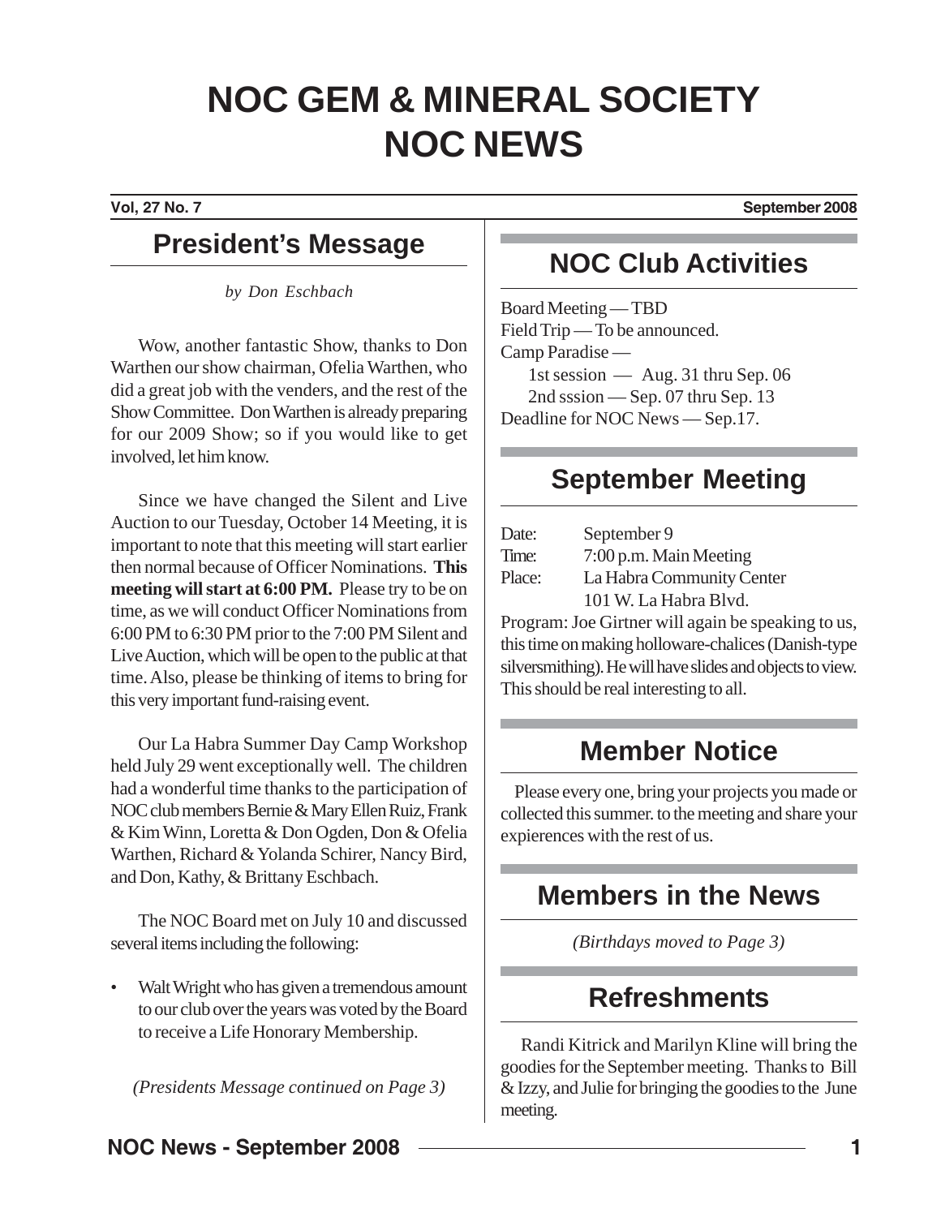# NOC GEM & MINERAL SOCIETY
# NOC NEWS

**Vol, 27 No. 7** **September 2008**

## President's Message

*by Don Eschbach*

Wow, another fantastic Show, thanks to Don Warthen our show chairman, Ofelia Warthen, who did a great job with the venders, and the rest of the Show Committee. Don Warthen is already preparing for our 2009 Show; so if you would like to get involved, let him know.

Since we have changed the Silent and Live Auction to our Tuesday, October 14 Meeting, it is important to note that this meeting will start earlier then normal because of Officer Nominations. **This meeting will start at 6:00 PM.** Please try to be on time, as we will conduct Officer Nominations from 6:00 PM to 6:30 PM prior to the 7:00 PM Silent and Live Auction, which will be open to the public at that time. Also, please be thinking of items to bring for this very important fund-raising event.

Our La Habra Summer Day Camp Workshop held July 29 went exceptionally well. The children had a wonderful time thanks to the participation of NOC club members Bernie & Mary Ellen Ruiz, Frank & Kim Winn, Loretta & Don Ogden, Don & Ofelia Warthen, Richard & Yolanda Schirer, Nancy Bird, and Don, Kathy, & Brittany Eschbach.

The NOC Board met on July 10 and discussed several items including the following:

- Walt Wright who has given a tremendous amount to our club over the years was voted by the Board to receive a Life Honorary Membership.

*(Presidents Message continued on Page 3)*

## NOC Club Activities

Board Meeting — TBD
Field Trip — To be announced.
Camp Paradise —
  1st session — Aug. 31 thru Sep. 06
  2nd sssion — Sep. 07 thru Sep. 13
Deadline for NOC News — Sep.17.

## September Meeting

Date: September 9
Time: 7:00 p.m. Main Meeting
Place: La Habra Community Center
  101 W. La Habra Blvd.

Program: Joe Girtner will again be speaking to us, this time on making holloware-chalices (Danish-type silversmithing). He will have slides and objects to view. This should be real interesting to all.

## Member Notice

Please every one, bring your projects you made or collected this summer. to the meeting and share your expierences with the rest of us.

## Members in the News

*(Birthdays moved to Page 3)*

## Refreshments

Randi Kitrick and Marilyn Kline will bring the goodies for the September meeting. Thanks to Bill & Izzy, and Julie for bringing the goodies to the June meeting.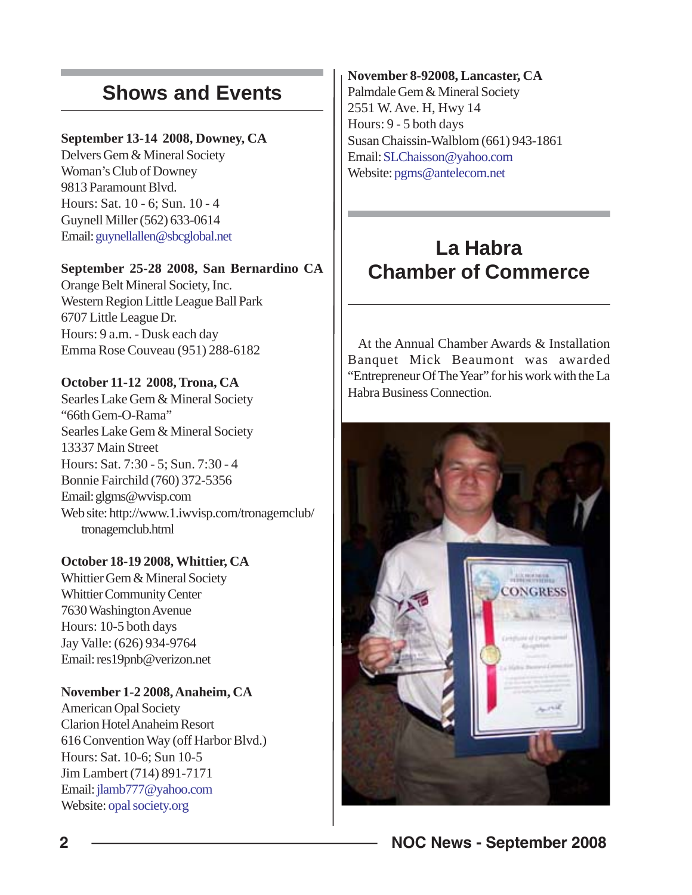## Shows and Events

**September 13-14 2008, Downey, CA**
Delvers Gem & Mineral Society
Woman's Club of Downey
9813 Paramount Blvd.
Hours: Sat. 10 - 6; Sun. 10 - 4
Guynell Miller (562) 633-0614
Email: guynellallen@sbcglobal.net

**September 25-28 2008, San Bernardino CA**
Orange Belt Mineral Society, Inc.
Western Region Little League Ball Park
6707 Little League Dr.
Hours: 9 a.m. - Dusk each day
Emma Rose Couveau (951) 288-6182

**October 11-12 2008, Trona, CA**
Searles Lake Gem & Mineral Society
"66th Gem-O-Rama"
Searles Lake Gem & Mineral Society
13337 Main Street
Hours: Sat. 7:30 - 5; Sun. 7:30 - 4
Bonnie Fairchild (760) 372-5356
Email: glgms@wvisp.com
Web site: http://www.1.iwvisp.com/tronagemclub/tronagemclub.html

**October 18-19 2008, Whittier, CA**
Whittier Gem & Mineral Society
Whittier Community Center
7630 Washington Avenue
Hours: 10-5 both days
Jay Valle: (626) 934-9764
Email: res19pnb@verizon.net

**November 1-2 2008, Anaheim, CA**
American Opal Society
Clarion Hotel Anaheim Resort
616 Convention Way (off Harbor Blvd.)
Hours: Sat. 10-6; Sun 10-5
Jim Lambert (714) 891-7171
Email: jlamb777@yahoo.com
Website: opal society.org

**November 8-92008, Lancaster, CA**
Palmdale Gem & Mineral Society
2551 W. Ave. H, Hwy 14
Hours: 9 - 5 both days
Susan Chaissin-Walblom (661) 943-1861
Email: SLChaisson@yahoo.com
Website: pgms@antelecom.net

## La Habra Chamber of Commerce

At the Annual Chamber Awards & Installation Banquet Mick Beaumont was awarded "Entrepreneur Of The Year" for his work with the La Habra Business Connection.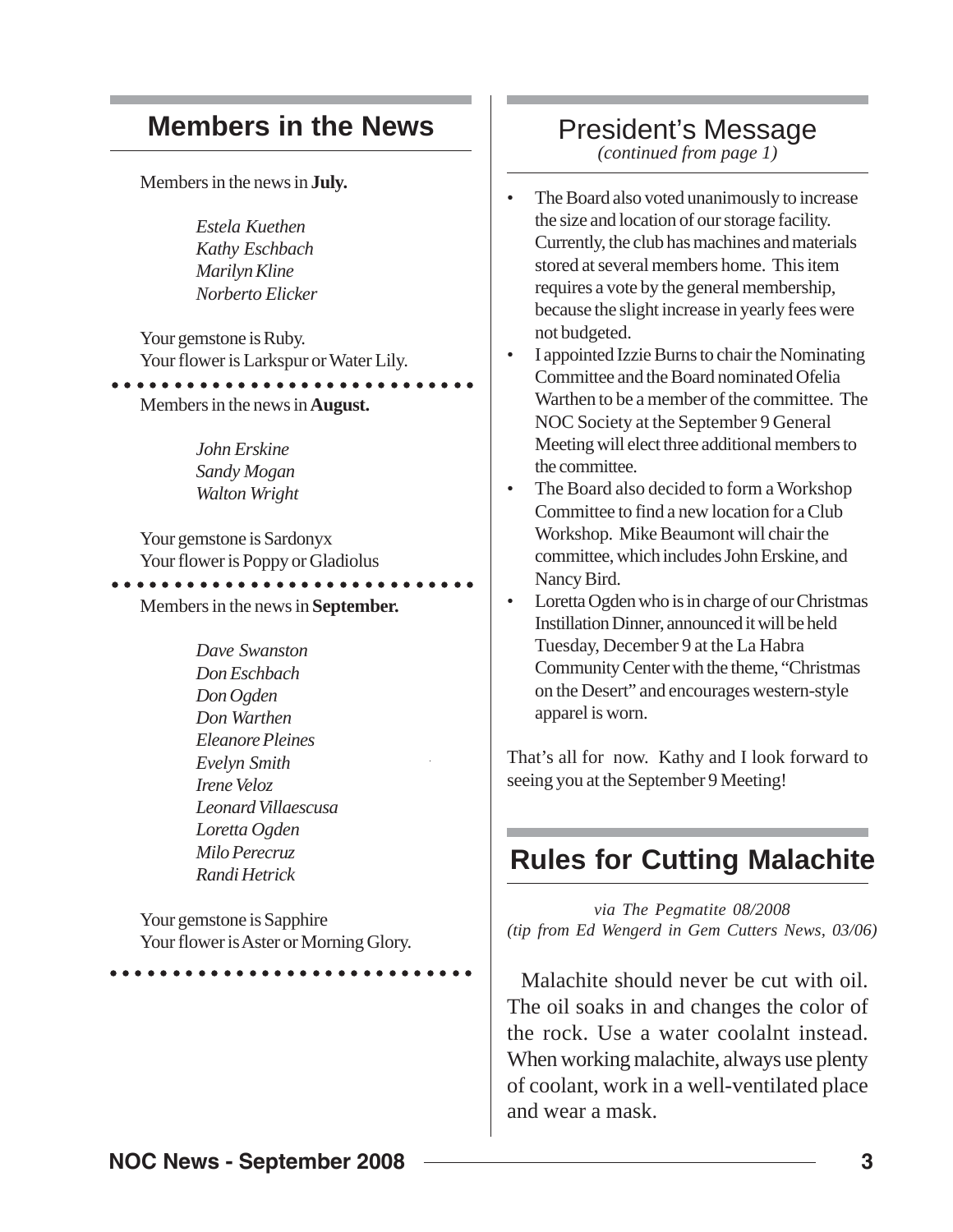## Members in the News

Members in the news in **July.**

*Estela Kuethen*
*Kathy Eschbach*
*Marilyn Kline*
*Norberto Elicker*

Your gemstone is Ruby.
Your flower is Larkspur or Water Lily.

Members in the news in **August.**

*John Erskine*
*Sandy Mogan*
*Walton Wright*

Your gemstone is Sardonyx
Your flower is Poppy or Gladiolus

Members in the news in **September.**

*Dave Swanston*
*Don Eschbach*
*Don Ogden*
*Don Warthen*
*Eleanore Pleines*
*Evelyn Smith*
*Irene Veloz*
*Leonard Villaescusa*
*Loretta Ogden*
*Milo Perecruz*
*Randi Hetrick*

Your gemstone is Sapphire
Your flower is Aster or Morning Glory.

## President's Message

*(continued from page 1)*

- The Board also voted unanimously to increase the size and location of our storage facility. Currently, the club has machines and materials stored at several members home. This item requires a vote by the general membership, because the slight increase in yearly fees were not budgeted.
- I appointed Izzie Burns to chair the Nominating Committee and the Board nominated Ofelia Warthen to be a member of the committee. The NOC Society at the September 9 General Meeting will elect three additional members to the committee.
- The Board also decided to form a Workshop Committee to find a new location for a Club Workshop. Mike Beaumont will chair the committee, which includes John Erskine, and Nancy Bird.
- Loretta Ogden who is in charge of our Christmas Instillation Dinner, announced it will be held Tuesday, December 9 at the La Habra Community Center with the theme, "Christmas on the Desert" and encourages western-style apparel is worn.

That's all for now. Kathy and I look forward to seeing you at the September 9 Meeting!

## Rules for Cutting Malachite

*via The Pegmatite 08/2008*
*(tip from Ed Wengerd in Gem Cutters News, 03/06)*

Malachite should never be cut with oil. The oil soaks in and changes the color of the rock. Use a water coolalnt instead. When working malachite, always use plenty of coolant, work in a well-ventilated place and wear a mask.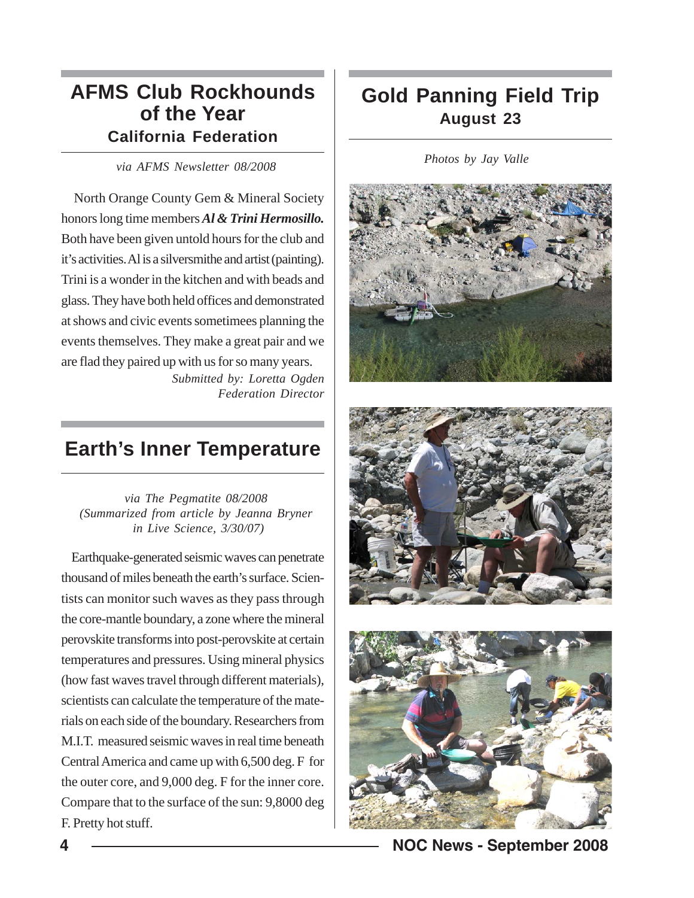## AFMS Club Rockhounds of the Year

### California Federation

*via AFMS Newsletter 08/2008*

North Orange County Gem & Mineral Society honors long time members ***Al & Trini Hermosillo.*** Both have been given untold hours for the club and it's activities. Al is a silversmithe and artist (painting). Trini is a wonder in the kitchen and with beads and glass. They have both held offices and demonstrated at shows and civic events sometimees planning the events themselves. They make a great pair and we are flad they paired up with us for so many years.

*Submitted by: Loretta Ogden*
*Federation Director*

## Earth's Inner Temperature

*via The Pegmatite 08/2008*
*(Summarized from article by Jeanna Bryner in Live Science, 3/30/07)*

Earthquake-generated seismic waves can penetrate thousand of miles beneath the earth's surface. Scientists can monitor such waves as they pass through the core-mantle boundary, a zone where the mineral perovskite transforms into post-perovskite at certain temperatures and pressures. Using mineral physics (how fast waves travel through different materials), scientists can calculate the temperature of the materials on each side of the boundary. Researchers from M.I.T. measured seismic waves in real time beneath Central America and came up with 6,500 deg. F for the outer core, and 9,000 deg. F for the inner core. Compare that to the surface of the sun: 9,8000 deg F. Pretty hot stuff.

## Gold Panning Field Trip

### August 23

*Photos by Jay Valle*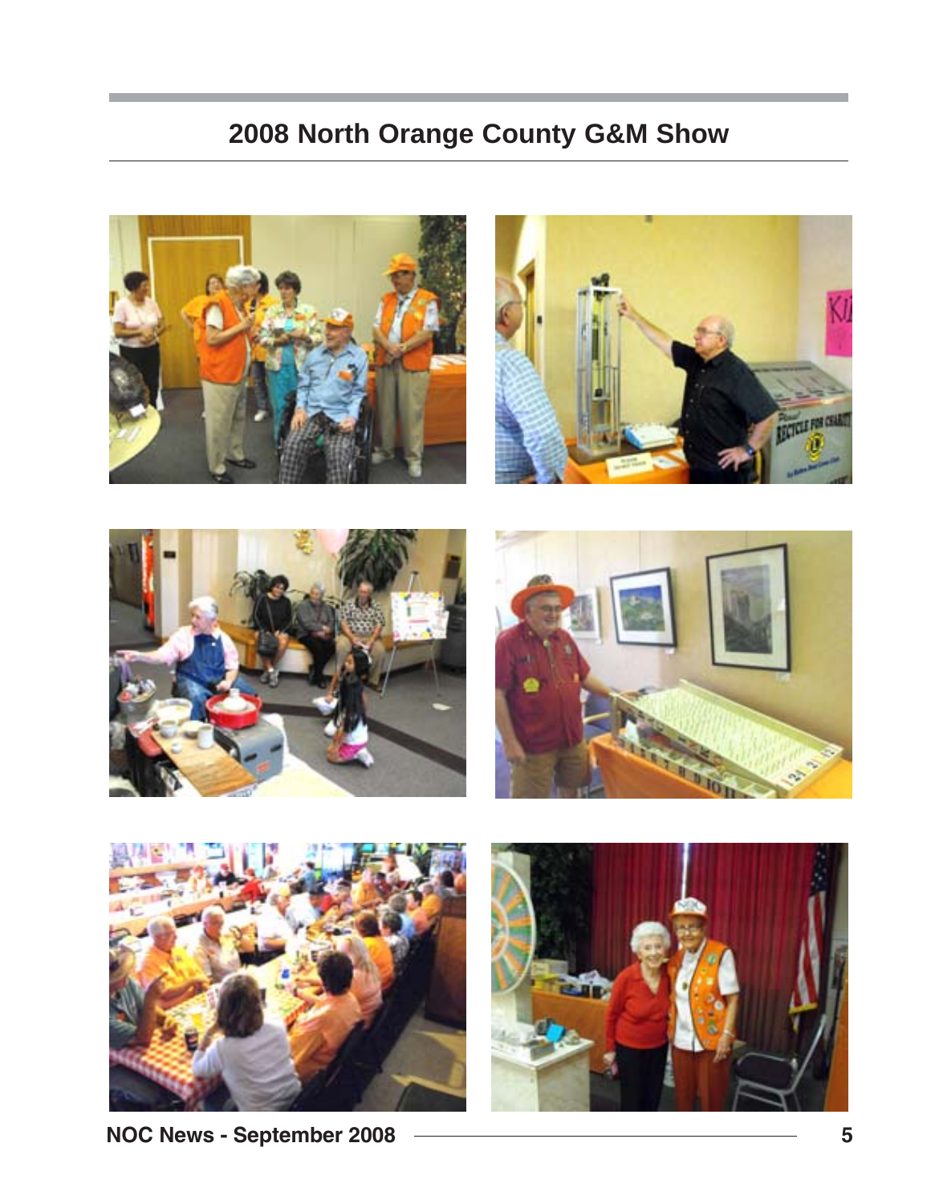# 2008 North Orange County G&M Show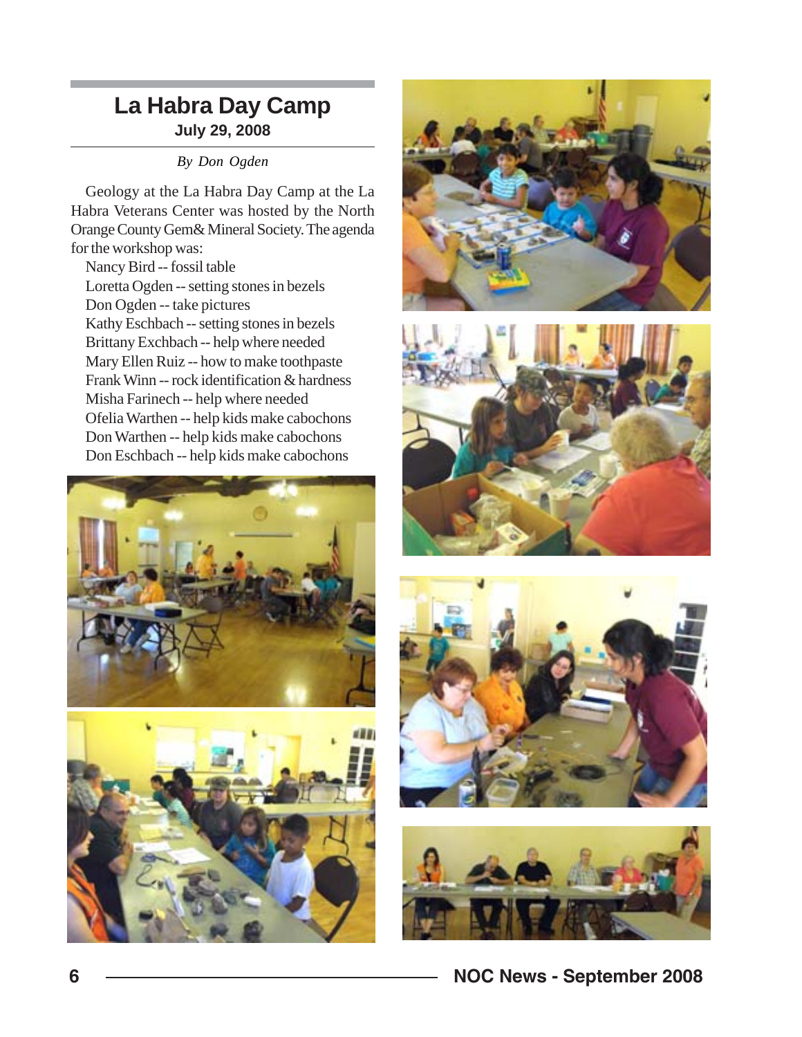# La Habra Day Camp

**July 29, 2008**

*By Don Ogden*

Geology at the La Habra Day Camp at the La Habra Veterans Center was hosted by the North Orange County Gem& Mineral Society. The agenda for the workshop was:

Nancy Bird -- fossil table
Loretta Ogden -- setting stones in bezels
Don Ogden -- take pictures
Kathy Eschbach -- setting stones in bezels
Brittany Exchbach -- help where needed
Mary Ellen Ruiz -- how to make toothpaste
Frank Winn -- rock identification & hardness
Misha Farinech -- help where needed
Ofelia Warthen -- help kids make cabochons
Don Warthen -- help kids make cabochons
Don Eschbach -- help kids make cabochons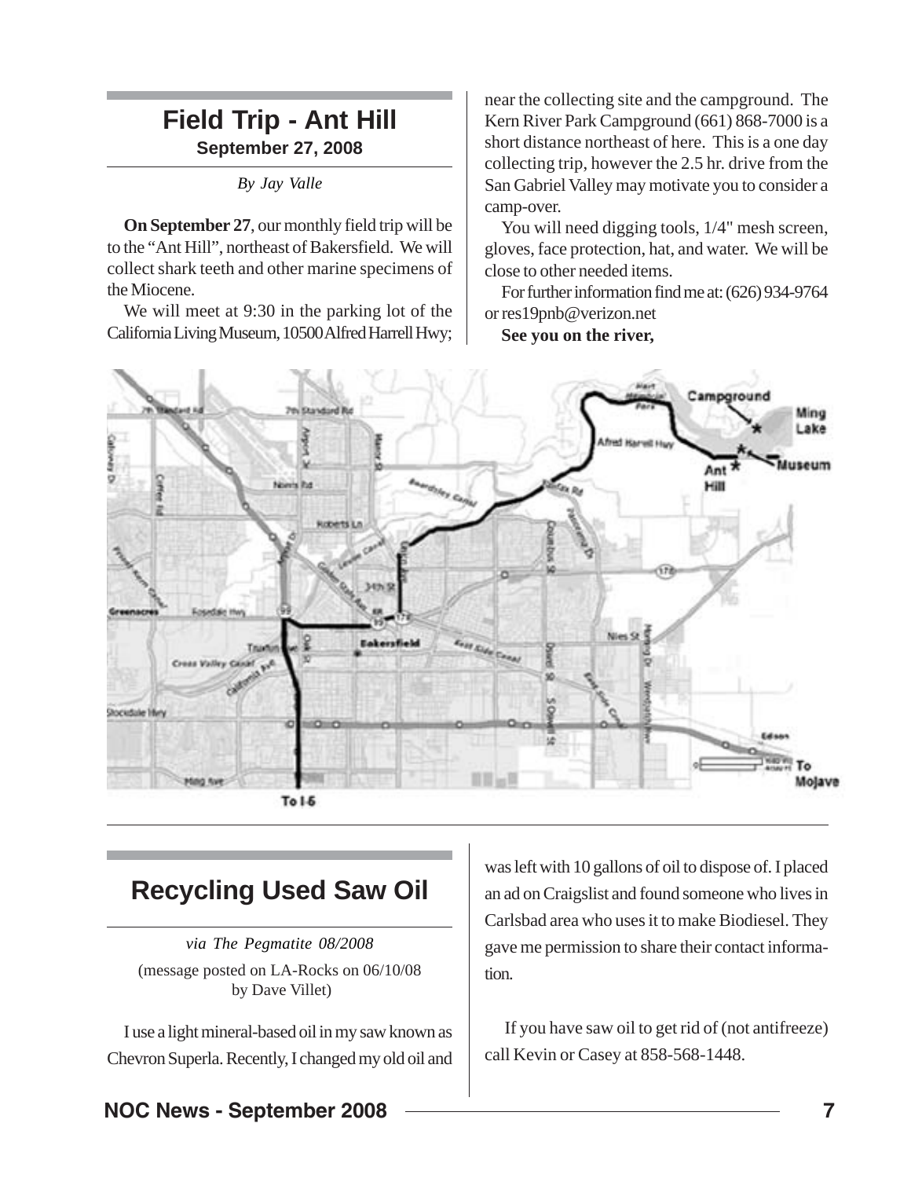## Field Trip - Ant Hill

**September 27, 2008**

*By Jay Valle*

**On September 27**, our monthly field trip will be to the "Ant Hill", northeast of Bakersfield. We will collect shark teeth and other marine specimens of the Miocene.

We will meet at 9:30 in the parking lot of the California Living Museum, 10500 Alfred Harrell Hwy; near the collecting site and the campground. The Kern River Park Campground (661) 868-7000 is a short distance northeast of here. This is a one day collecting trip, however the 2.5 hr. drive from the San Gabriel Valley may motivate you to consider a camp-over.

You will need digging tools, 1/4" mesh screen, gloves, face protection, hat, and water. We will be close to other needed items.

For further information find me at: (626) 934-9764 or res19pnb@verizon.net

**See you on the river,**

## Recycling Used Saw Oil

*via The Pegmatite 08/2008*

(message posted on LA-Rocks on 06/10/08 by Dave Villet)

I use a light mineral-based oil in my saw known as Chevron Superla. Recently, I changed my old oil and was left with 10 gallons of oil to dispose of. I placed an ad on Craigslist and found someone who lives in Carlsbad area who uses it to make Biodiesel. They gave me permission to share their contact information.

If you have saw oil to get rid of (not antifreeze) call Kevin or Casey at 858-568-1448.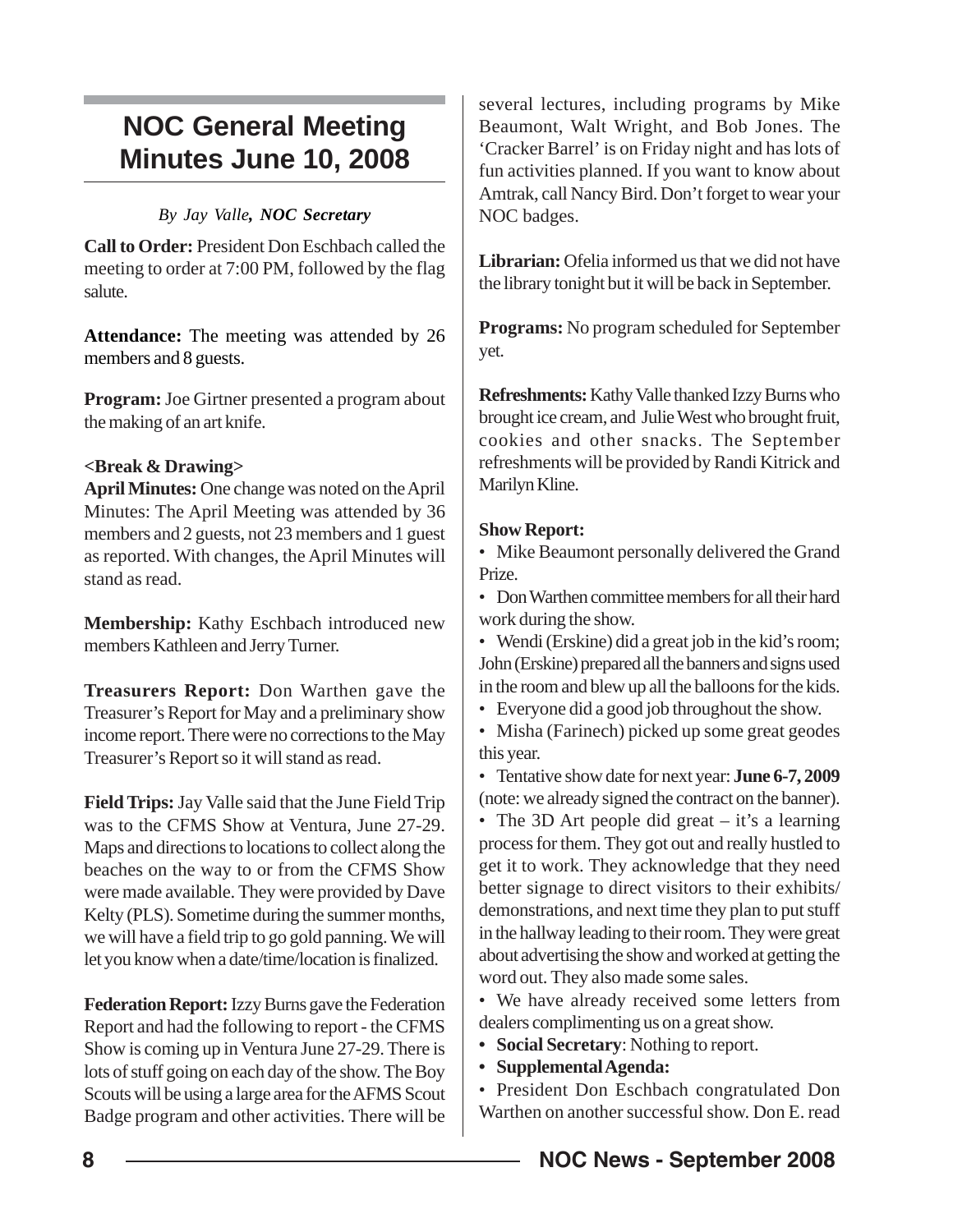# NOC General Meeting Minutes June 10, 2008

*By Jay Valle, **NOC Secretary***

**Call to Order:** President Don Eschbach called the meeting to order at 7:00 PM, followed by the flag salute.

**Attendance:** The meeting was attended by 26 members and 8 guests.

**Program:** Joe Girtner presented a program about the making of an art knife.

**<Break & Drawing>**

**April Minutes:** One change was noted on the April Minutes: The April Meeting was attended by 36 members and 2 guests, not 23 members and 1 guest as reported. With changes, the April Minutes will stand as read.

**Membership:** Kathy Eschbach introduced new members Kathleen and Jerry Turner.

**Treasurers Report:** Don Warthen gave the Treasurer's Report for May and a preliminary show income report. There were no corrections to the May Treasurer's Report so it will stand as read.

**Field Trips:** Jay Valle said that the June Field Trip was to the CFMS Show at Ventura, June 27-29. Maps and directions to locations to collect along the beaches on the way to or from the CFMS Show were made available. They were provided by Dave Kelty (PLS). Sometime during the summer months, we will have a field trip to go gold panning. We will let you know when a date/time/location is finalized.

**Federation Report:** Izzy Burns gave the Federation Report and had the following to report - the CFMS Show is coming up in Ventura June 27-29. There is lots of stuff going on each day of the show. The Boy Scouts will be using a large area for the AFMS Scout Badge program and other activities. There will be several lectures, including programs by Mike Beaumont, Walt Wright, and Bob Jones. The 'Cracker Barrel' is on Friday night and has lots of fun activities planned. If you want to know about Amtrak, call Nancy Bird. Don't forget to wear your NOC badges.

**Librarian:** Ofelia informed us that we did not have the library tonight but it will be back in September.

**Programs:** No program scheduled for September yet.

**Refreshments:** Kathy Valle thanked Izzy Burns who brought ice cream, and Julie West who brought fruit, cookies and other snacks. The September refreshments will be provided by Randi Kitrick and Marilyn Kline.

**Show Report:**

- Mike Beaumont personally delivered the Grand Prize.
- Don Warthen committee members for all their hard work during the show.
- Wendi (Erskine) did a great job in the kid's room; John (Erskine) prepared all the banners and signs used in the room and blew up all the balloons for the kids.
- Everyone did a good job throughout the show.
- Misha (Farinech) picked up some great geodes this year.
- Tentative show date for next year: **June 6-7, 2009** (note: we already signed the contract on the banner).
- The 3D Art people did great – it's a learning process for them. They got out and really hustled to get it to work. They acknowledge that they need better signage to direct visitors to their exhibits/ demonstrations, and next time they plan to put stuff in the hallway leading to their room. They were great about advertising the show and worked at getting the word out. They also made some sales.
- We have already received some letters from dealers complimenting us on a great show.
- **Social Secretary**: Nothing to report.
- **Supplemental Agenda:**
- President Don Eschbach congratulated Don Warthen on another successful show. Don E. read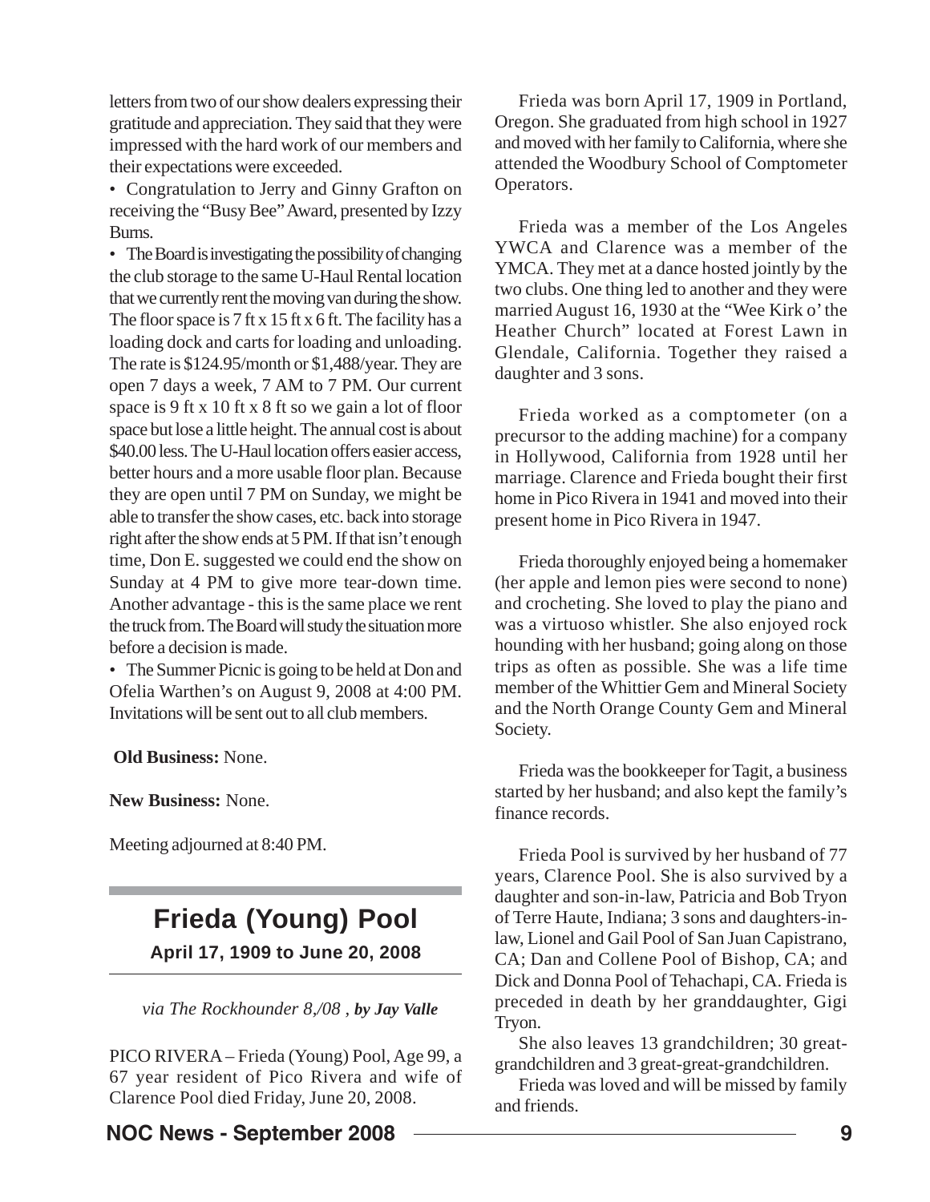letters from two of our show dealers expressing their gratitude and appreciation. They said that they were impressed with the hard work of our members and their expectations were exceeded.

- Congratulation to Jerry and Ginny Grafton on receiving the "Busy Bee" Award, presented by Izzy Burns.
- The Board is investigating the possibility of changing the club storage to the same U-Haul Rental location that we currently rent the moving van during the show. The floor space is 7 ft x 15 ft x 6 ft. The facility has a loading dock and carts for loading and unloading. The rate is $124.95/month or $1,488/year. They are open 7 days a week, 7 AM to 7 PM. Our current space is 9 ft x 10 ft x 8 ft so we gain a lot of floor space but lose a little height. The annual cost is about $40.00 less. The U-Haul location offers easier access, better hours and a more usable floor plan. Because they are open until 7 PM on Sunday, we might be able to transfer the show cases, etc. back into storage right after the show ends at 5 PM. If that isn't enough time, Don E. suggested we could end the show on Sunday at 4 PM to give more tear-down time. Another advantage - this is the same place we rent the truck from. The Board will study the situation more before a decision is made.
- The Summer Picnic is going to be held at Don and Ofelia Warthen's on August 9, 2008 at 4:00 PM. Invitations will be sent out to all club members.

**Old Business:** None.

**New Business:** None.

Meeting adjourned at 8:40 PM.

## Frieda (Young) Pool

**April 17, 1909 to June 20, 2008**

*via The Rockhounder 8,/08 , **by Jay Valle***

PICO RIVERA – Frieda (Young) Pool, Age 99, a 67 year resident of Pico Rivera and wife of Clarence Pool died Friday, June 20, 2008.

Frieda was born April 17, 1909 in Portland, Oregon. She graduated from high school in 1927 and moved with her family to California, where she attended the Woodbury School of Comptometer Operators.

Frieda was a member of the Los Angeles YWCA and Clarence was a member of the YMCA. They met at a dance hosted jointly by the two clubs. One thing led to another and they were married August 16, 1930 at the "Wee Kirk o' the Heather Church" located at Forest Lawn in Glendale, California. Together they raised a daughter and 3 sons.

Frieda worked as a comptometer (on a precursor to the adding machine) for a company in Hollywood, California from 1928 until her marriage. Clarence and Frieda bought their first home in Pico Rivera in 1941 and moved into their present home in Pico Rivera in 1947.

Frieda thoroughly enjoyed being a homemaker (her apple and lemon pies were second to none) and crocheting. She loved to play the piano and was a virtuoso whistler. She also enjoyed rock hounding with her husband; going along on those trips as often as possible. She was a life time member of the Whittier Gem and Mineral Society and the North Orange County Gem and Mineral Society.

Frieda was the bookkeeper for Tagit, a business started by her husband; and also kept the family's finance records.

Frieda Pool is survived by her husband of 77 years, Clarence Pool. She is also survived by a daughter and son-in-law, Patricia and Bob Tryon of Terre Haute, Indiana; 3 sons and daughters-in-law, Lionel and Gail Pool of San Juan Capistrano, CA; Dan and Collene Pool of Bishop, CA; and Dick and Donna Pool of Tehachapi, CA. Frieda is preceded in death by her granddaughter, Gigi Tryon.

She also leaves 13 grandchildren; 30 great-grandchildren and 3 great-great-grandchildren.

Frieda was loved and will be missed by family and friends.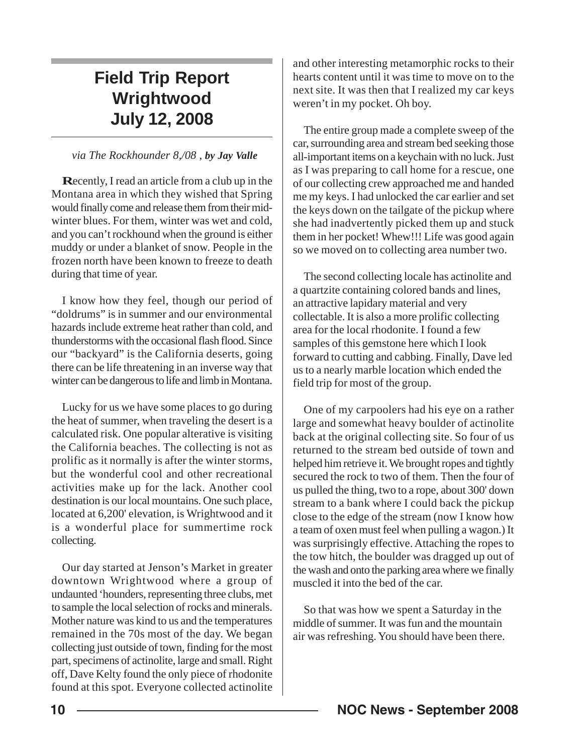# Field Trip Report Wrightwood July 12, 2008

*via The Rockhounder 8,/08 , **by Jay Valle***

Recently, I read an article from a club up in the Montana area in which they wished that Spring would finally come and release them from their mid-winter blues. For them, winter was wet and cold, and you can't rockhound when the ground is either muddy or under a blanket of snow. People in the frozen north have been known to freeze to death during that time of year.

I know how they feel, though our period of "doldrums" is in summer and our environmental hazards include extreme heat rather than cold, and thunderstorms with the occasional flash flood. Since our "backyard" is the California deserts, going there can be life threatening in an inverse way that winter can be dangerous to life and limb in Montana.

Lucky for us we have some places to go during the heat of summer, when traveling the desert is a calculated risk. One popular alterative is visiting the California beaches. The collecting is not as prolific as it normally is after the winter storms, but the wonderful cool and other recreational activities make up for the lack. Another cool destination is our local mountains. One such place, located at 6,200' elevation, is Wrightwood and it is a wonderful place for summertime rock collecting.

Our day started at Jenson's Market in greater downtown Wrightwood where a group of undaunted 'hounders, representing three clubs, met to sample the local selection of rocks and minerals. Mother nature was kind to us and the temperatures remained in the 70s most of the day. We began collecting just outside of town, finding for the most part, specimens of actinolite, large and small. Right off, Dave Kelty found the only piece of rhodonite found at this spot. Everyone collected actinolite and other interesting metamorphic rocks to their hearts content until it was time to move on to the next site. It was then that I realized my car keys weren't in my pocket. Oh boy.

The entire group made a complete sweep of the car, surrounding area and stream bed seeking those all-important items on a keychain with no luck. Just as I was preparing to call home for a rescue, one of our collecting crew approached me and handed me my keys. I had unlocked the car earlier and set the keys down on the tailgate of the pickup where she had inadvertently picked them up and stuck them in her pocket! Whew!!! Life was good again so we moved on to collecting area number two.

The second collecting locale has actinolite and a quartzite containing colored bands and lines, an attractive lapidary material and very collectable. It is also a more prolific collecting area for the local rhodonite. I found a few samples of this gemstone here which I look forward to cutting and cabbing. Finally, Dave led us to a nearly marble location which ended the field trip for most of the group.

One of my carpoolers had his eye on a rather large and somewhat heavy boulder of actinolite back at the original collecting site. So four of us returned to the stream bed outside of town and helped him retrieve it. We brought ropes and tightly secured the rock to two of them. Then the four of us pulled the thing, two to a rope, about 300' down stream to a bank where I could back the pickup close to the edge of the stream (now I know how a team of oxen must feel when pulling a wagon.) It was surprisingly effective. Attaching the ropes to the tow hitch, the boulder was dragged up out of the wash and onto the parking area where we finally muscled it into the bed of the car.

So that was how we spent a Saturday in the middle of summer. It was fun and the mountain air was refreshing. You should have been there.